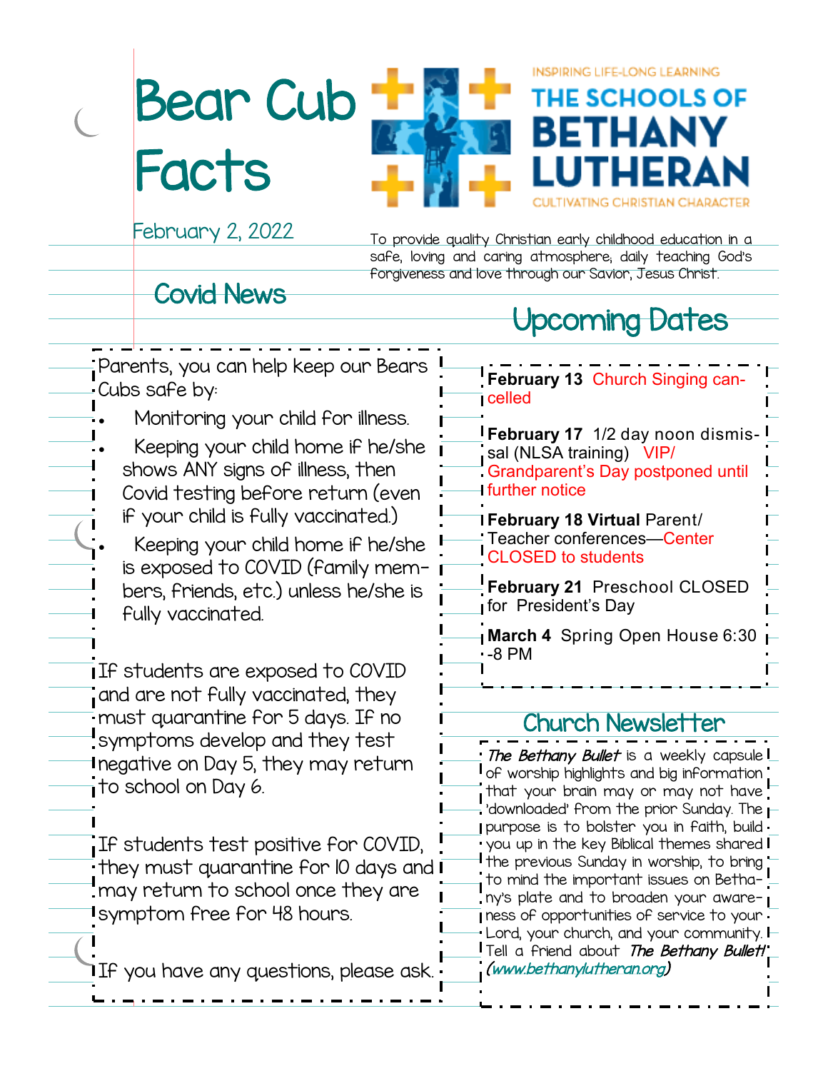# Bear Cub Facts

February 2, 2022

INSPIRING LIFE-LONG LEARNING

**THE SCHOOLS OF BETHANY LUTHERAN**

CULTIVATING CHRISTIAN CHARACTER

To provide quality Christian early childhood education in a safe, loving and caring atmosphere; daily teaching God's forgiveness and love through our Savior, Jesus Christ.

## Covid News

Parents, you can help keep our Bears Cubs safe by:

- Monitoring your child for illness.
- Keeping your child home if he/she shows ANY signs of illness, then Covid testing before return (even if your child is fully vaccinated.)
- Keeping your child home if he/she is exposed to COVID (family members, friends, etc.) unless he/she is fully vaccinated.

If students are exposed to COVID and are not fully vaccinated, they must quarantine for 5 days. If no symptoms develop and they test negative on Day 5, they may return to school on Day 6.

If students test positive for COVID, they must quarantine for 10 days and may return to school once they are symptom free for 48 hours.

If you have any questions, please ask.

## Upcoming Dates

**February 13** Church Singing cancelled

**February 17** 1/2 day noon dismissal (NLSA training) VIP/Grandparent's Day postponed until further notice

**February 18 Virtual** Parent/Teacher conferences—Center CLOSED to students

**February 21** Preschool CLOSED for President's Day

**March 4** Spring Open House 6:30-8 PM

## Church Newsletter

***The Bethany Bullet*** is a weekly capsule of worship highlights and big information that your brain may or may not have 'downloaded' from the prior Sunday. The purpose is to bolster you in faith, build you up in the key Biblical themes shared the previous Sunday in worship, to bring to mind the important issues on Bethany's plate and to broaden your awareness of opportunities of service to your Lord, your church, and your community. Tell a friend about ***The Bethany Bullet!*** *(www.bethanylutheran.org)*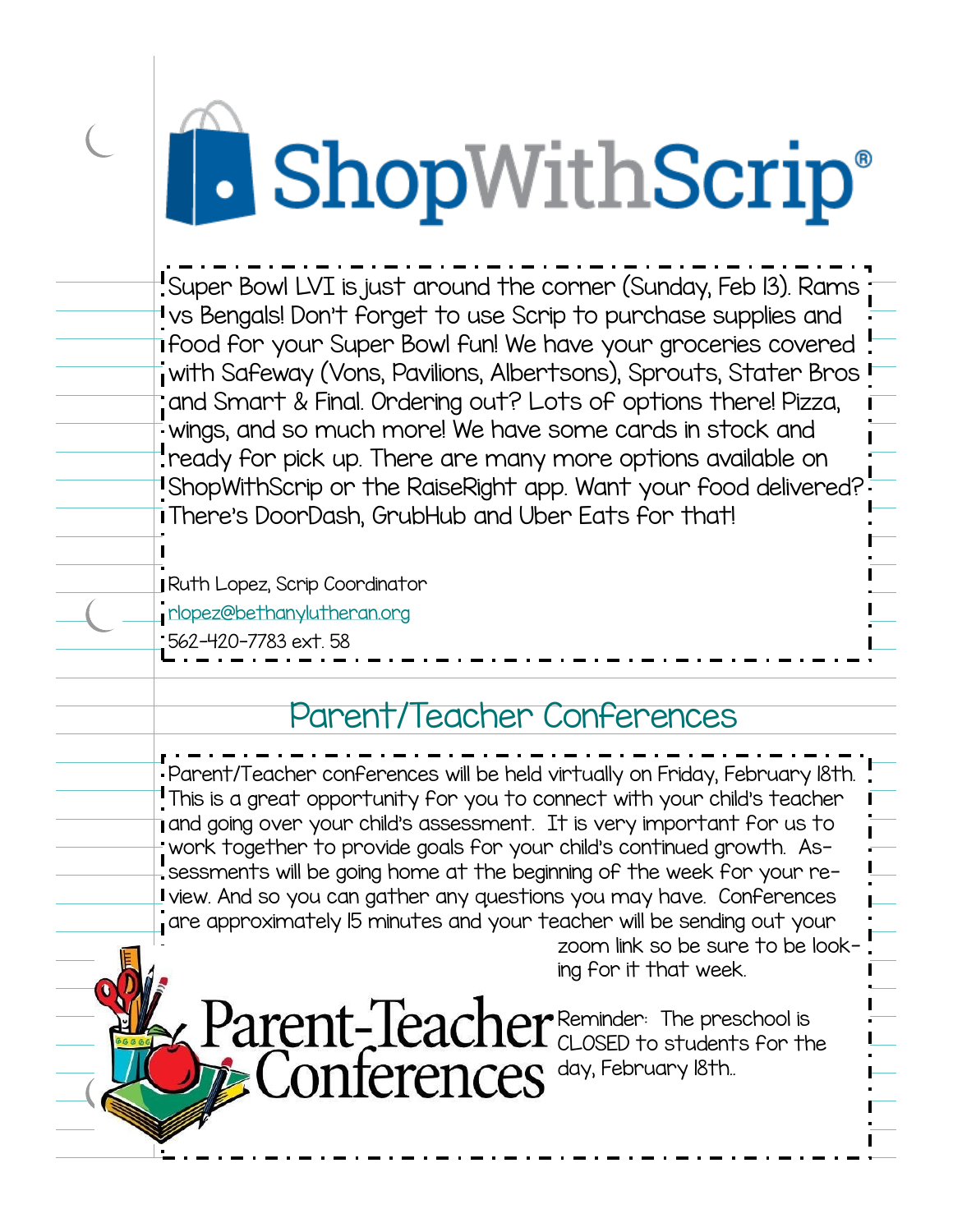# ShopWithScrip®

Super Bowl LVI is just around the corner (Sunday, Feb 13). Rams vs Bengals! Don't forget to use Scrip to purchase supplies and food for your Super Bowl fun! We have your groceries covered with Safeway (Vons, Pavilions, Albertsons), Sprouts, Stater Bros and Smart & Final. Ordering out? Lots of options there! Pizza, wings, and so much more! We have some cards in stock and ready for pick up. There are many more options available on ShopWithScrip or the RaiseRight app. Want your food delivered? There's DoorDash, GrubHub and Uber Eats for that!

Ruth Lopez, Scrip Coordinator
rlopez@bethanylutheran.org
562-420-7783 ext. 58

## Parent/Teacher Conferences

Parent/Teacher conferences will be held virtually on Friday, February 18th. This is a great opportunity for you to connect with your child's teacher and going over your child's assessment. It is very important for us to work together to provide goals for your child's continued growth. Assessments will be going home at the beginning of the week for your review. And so you can gather any questions you may have. Conferences are approximately 15 minutes and your teacher will be sending out your zoom link so be sure to be looking for it that week.

Parent-Teacher Conferences

Reminder: The preschool is CLOSED to students for the day, February 18th..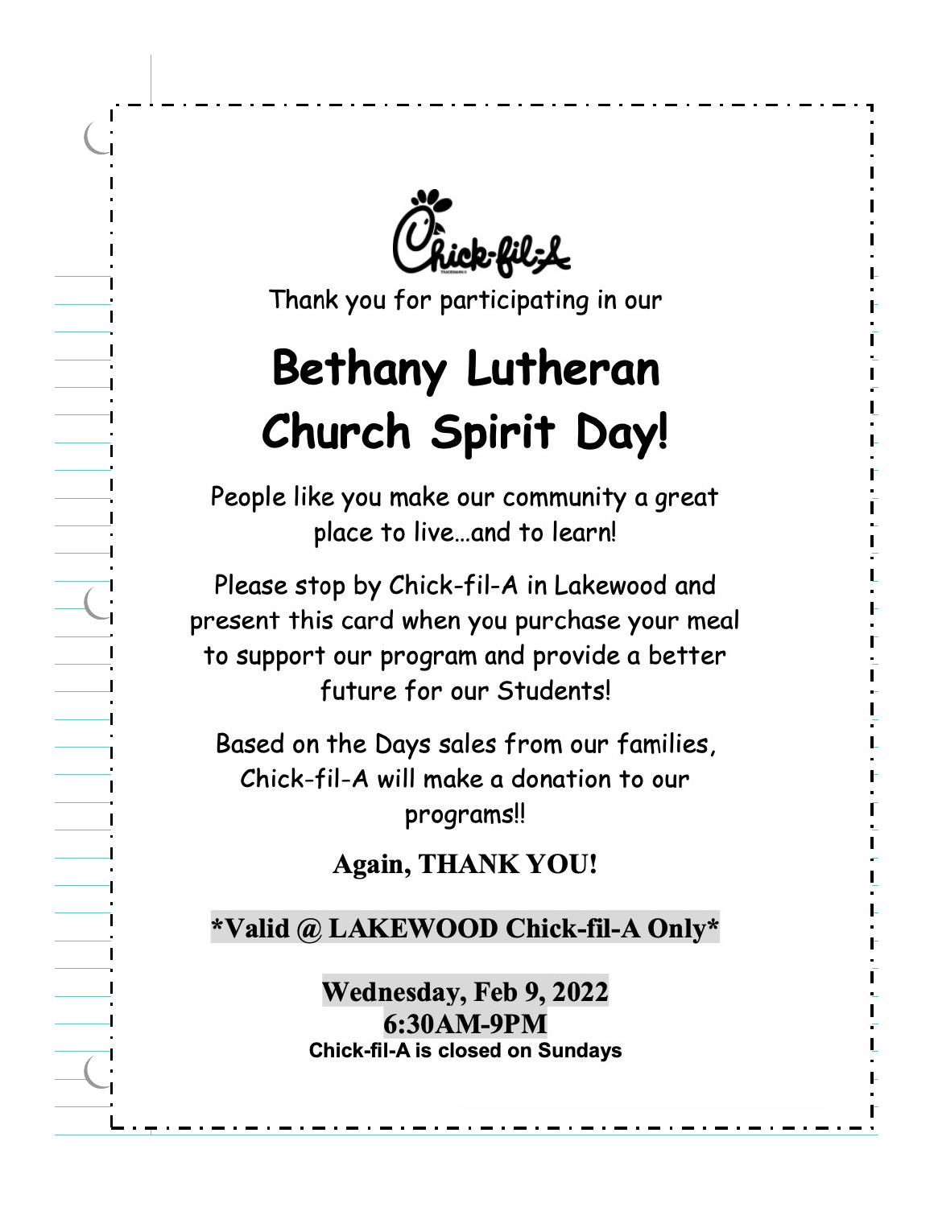Chick-fil-A

Thank you for participating in our

# Bethany Lutheran Church Spirit Day!

People like you make our community a great place to live…and to learn!

Please stop by Chick-fil-A in Lakewood and present this card when you purchase your meal to support our program and provide a better future for our Students!

Based on the Days sales from our families, Chick-fil-A will make a donation to our programs!!

**Again, THANK YOU!**

***Valid @ LAKEWOOD Chick-fil-A Only***

**Wednesday, Feb 9, 2022**
**6:30AM-9PM**
**Chick-fil-A is closed on Sundays**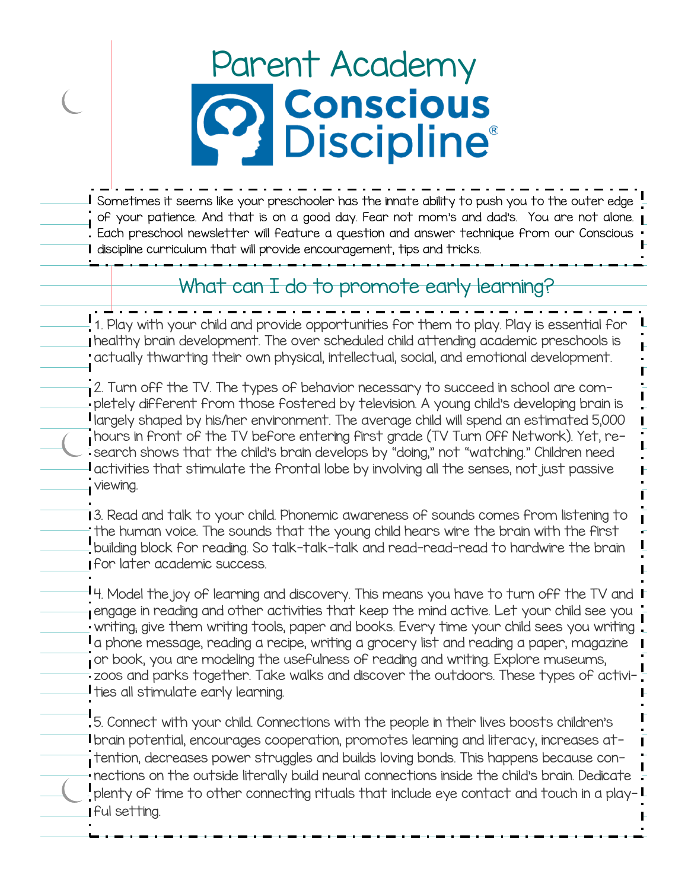# Parent Academy

## Conscious Discipline®

Sometimes it seems like your preschooler has the innate ability to push you to the outer edge of your patience. And that is on a good day. Fear not mom's and dad's. You are not alone. Each preschool newsletter will feature a question and answer technique from our Conscious discipline curriculum that will provide encouragement, tips and tricks.

## What can I do to promote early learning?

1. Play with your child and provide opportunities for them to play. Play is essential for healthy brain development. The over scheduled child attending academic preschools is actually thwarting their own physical, intellectual, social, and emotional development.

2. Turn off the TV. The types of behavior necessary to succeed in school are completely different from those fostered by television. A young child's developing brain is largely shaped by his/her environment. The average child will spend an estimated 5,000 hours in front of the TV before entering first grade (TV Turn Off Network). Yet, research shows that the child's brain develops by "doing," not "watching." Children need activities that stimulate the frontal lobe by involving all the senses, not just passive viewing.

3. Read and talk to your child. Phonemic awareness of sounds comes from listening to the human voice. The sounds that the young child hears wire the brain with the first building block for reading. So talk-talk-talk and read-read-read to hardwire the brain for later academic success.

4. Model the joy of learning and discovery. This means you have to turn off the TV and engage in reading and other activities that keep the mind active. Let your child see you writing; give them writing tools, paper and books. Every time your child sees you writing a phone message, reading a recipe, writing a grocery list and reading a paper, magazine or book, you are modeling the usefulness of reading and writing. Explore museums, zoos and parks together. Take walks and discover the outdoors. These types of activities all stimulate early learning.

5. Connect with your child. Connections with the people in their lives boosts children's brain potential, encourages cooperation, promotes learning and literacy, increases attention, decreases power struggles and builds loving bonds. This happens because connections on the outside literally build neural connections inside the child's brain. Dedicate plenty of time to other connecting rituals that include eye contact and touch in a playful setting.